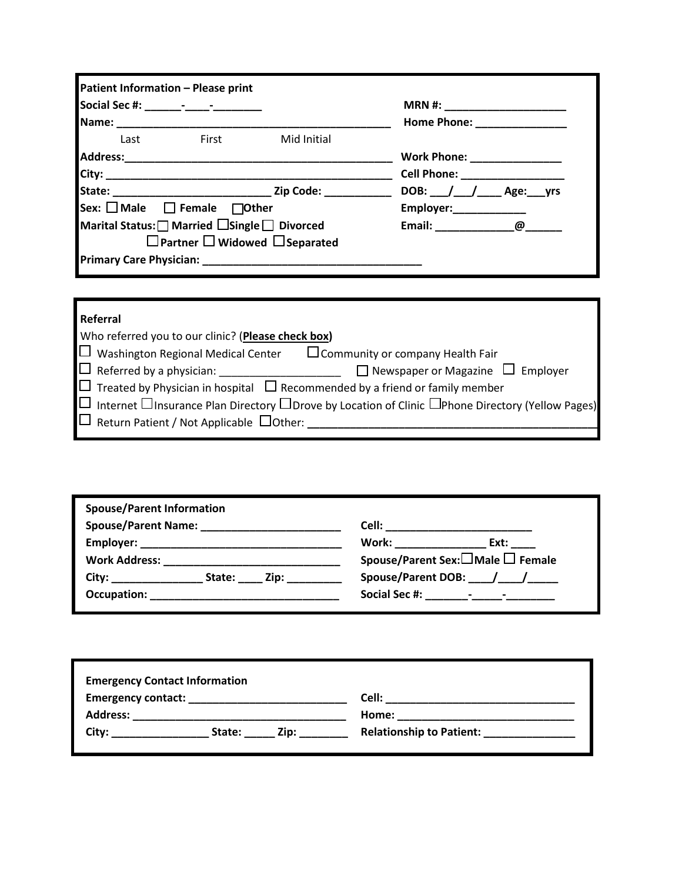**Patient Information – Please print**

**Social Sec #:** ______-____-________

**Name:** ______________________________________________
Last First Mid Initial

**Address:**______________________________________________

**City:** ______________________________________________

**State:** _________________________ **Zip Code:** ___________

**Sex:** ☐ **Male** ☐ **Female** ☐**Other**

**Marital Status:** ☐ **Married** ☐**Single** ☐ **Divorced** ☐**Partner** ☐ **Widowed** ☐**Separated**

**Primary Care Physician:** ___________________________________

**MRN #:** ____________________

**Home Phone:** _______________

**Work Phone:** _______________

**Cell Phone:** ________________

**DOB:** ___/___/____ **Age:**___**yrs**

**Employer:**____________

**Email:** _____________@______

---

**Referral**

Who referred you to our clinic? (**Please check box**)

☐ Washington Regional Medical Center ☐Community or company Health Fair

☐ Referred by a physician: ____________________ ☐ Newspaper or Magazine ☐ Employer

☐ Treated by Physician in hospital ☐ Recommended by a friend or family member

☐ Internet ☐Insurance Plan Directory ☐Drove by Location of Clinic ☐Phone Directory (Yellow Pages)

☐ Return Patient / Not Applicable ☐Other: ______________________________________________

---

**Spouse/Parent Information**

**Spouse/Parent Name:** _______________________

**Employer:** ________________________________

**Work Address:** ____________________________

**City:** _______________ **State:** ____ **Zip:** _________

**Occupation:** ______________________________

**Cell:** ________________________

**Work:** _______________ **Ext:** ____

**Spouse/Parent Sex:**☐**Male** ☐ **Female**

**Spouse/Parent DOB:** ____/____/_____

**Social Sec #:** _______-_____-________

---

**Emergency Contact Information**

**Emergency contact:** __________________________

**Address:** ___________________________________

**City:** ________________ **State:** _____ **Zip:** ________

**Cell:** _______________________________

**Home:** _____________________________

**Relationship to Patient:** _______________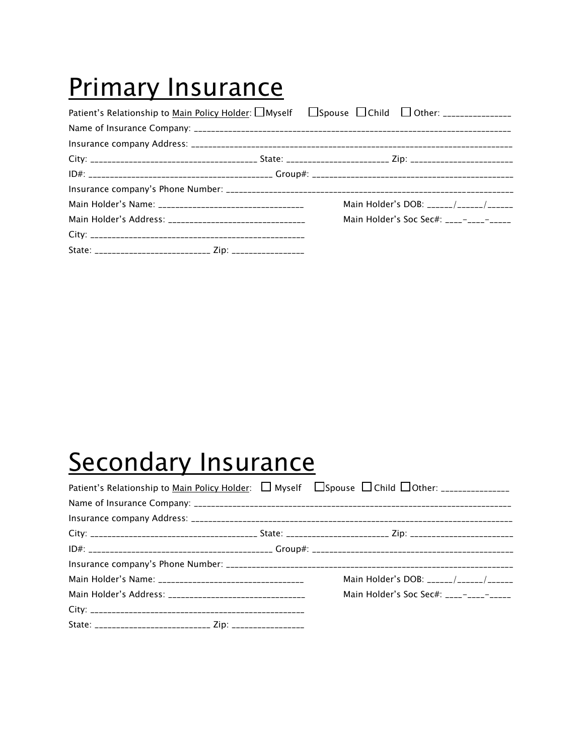# Primary Insurance

Patient's Relationship to Main Policy Holder: ☐Myself ☐Spouse ☐Child ☐ Other: _______________

Name of Insurance Company: ___________________________________________________________________________

Insurance company Address: ___________________________________________________________________________

City: ___________________________________ State: ______________________ Zip: ______________________

ID#: ________________________________________ Group#: ______________________________________________

Insurance company's Phone Number: ____________________________________________________________________

Main Holder's Name: _________________________________ Main Holder's DOB: ______/______/______

Main Holder's Address: _______________________________ Main Holder's Soc Sec#: ____-____-_____

City: __________________________________________________

State: ___________________________ Zip: ________________

# Secondary Insurance

Patient's Relationship to Main Policy Holder: ☐ Myself ☐Spouse ☐ Child ☐Other: _______________

Name of Insurance Company: ___________________________________________________________________________

Insurance company Address: ___________________________________________________________________________

City: ___________________________________ State: ______________________ Zip: ______________________

ID#: ________________________________________ Group#: ______________________________________________

Insurance company's Phone Number: ____________________________________________________________________

Main Holder's Name: _________________________________ Main Holder's DOB: ______/______/______

Main Holder's Address: _______________________________ Main Holder's Soc Sec#: ____-____-_____

City: __________________________________________________

State: ___________________________ Zip: ________________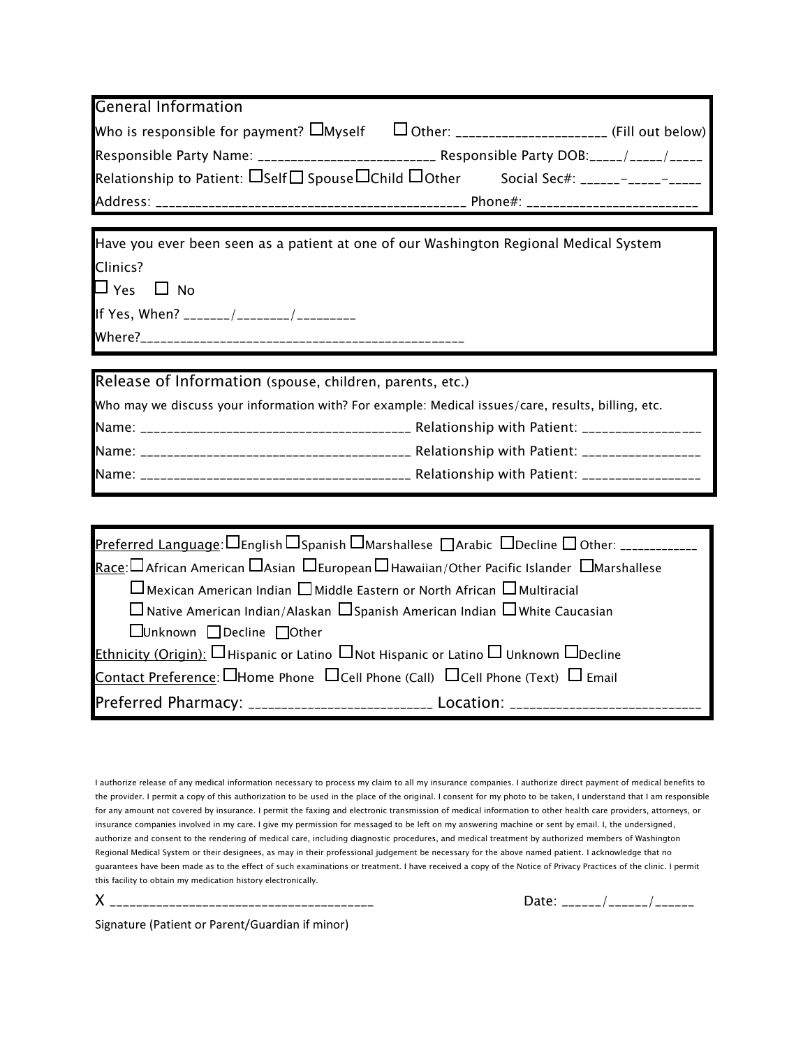## General Information

Who is responsible for payment? ☐Myself ☐ Other: ______________________ (Fill out below)

Responsible Party Name: __________________________ Responsible Party DOB:_____/_____/_____

Relationship to Patient: ☐Self ☐ Spouse ☐Child ☐Other Social Sec#: ______-_____-_____

Address: ____________________________________________ Phone#: ________________________

---

Have you ever been seen as a patient at one of our Washington Regional Medical System Clinics?

☐ Yes ☐ No

If Yes, When? _______/________/_________

Where?_______________________________________________

---

## Release of Information (spouse, children, parents, etc.)

Who may we discuss your information with? For example: Medical issues/care, results, billing, etc.

Name: ______________________________________ Relationship with Patient: _________________

Name: ______________________________________ Relationship with Patient: _________________

Name: ______________________________________ Relationship with Patient: _________________

---

Preferred Language: ☐English ☐Spanish ☐Marshallese ☐Arabic ☐Decline ☐ Other: ____________

Race: ☐ African American ☐Asian ☐European ☐Hawaiian/Other Pacific Islander ☐Marshallese
☐Mexican American Indian ☐ Middle Eastern or North African ☐ Multiracial
☐ Native American Indian/Alaskan ☐Spanish American Indian ☐ White Caucasian
☐Unknown ☐Decline ☐Other

Ethnicity (Origin): ☐Hispanic or Latino ☐Not Hispanic or Latino ☐ Unknown ☐Decline

Contact Preference: ☐Home Phone ☐Cell Phone (Call) ☐Cell Phone (Text) ☐ Email

Preferred Pharmacy: __________________________ Location: ___________________________

---

I authorize release of any medical information necessary to process my claim to all my insurance companies. I authorize direct payment of medical benefits to the provider. I permit a copy of this authorization to be used in the place of the original. I consent for my photo to be taken, I understand that I am responsible for any amount not covered by insurance. I permit the faxing and electronic transmission of medical information to other health care providers, attorneys, or insurance companies involved in my care. I give my permission for messaged to be left on my answering machine or sent by email. I, the undersigned, authorize and consent to the rendering of medical care, including diagnostic procedures, and medical treatment by authorized members of Washington Regional Medical System or their designees, as may in their professional judgement be necessary for the above named patient. I acknowledge that no guarantees have been made as to the effect of such examinations or treatment. I have received a copy of the Notice of Privacy Practices of the clinic. I permit this facility to obtain my medication history electronically.

X _______________________________________ Date: ______/______/______

Signature (Patient or Parent/Guardian if minor)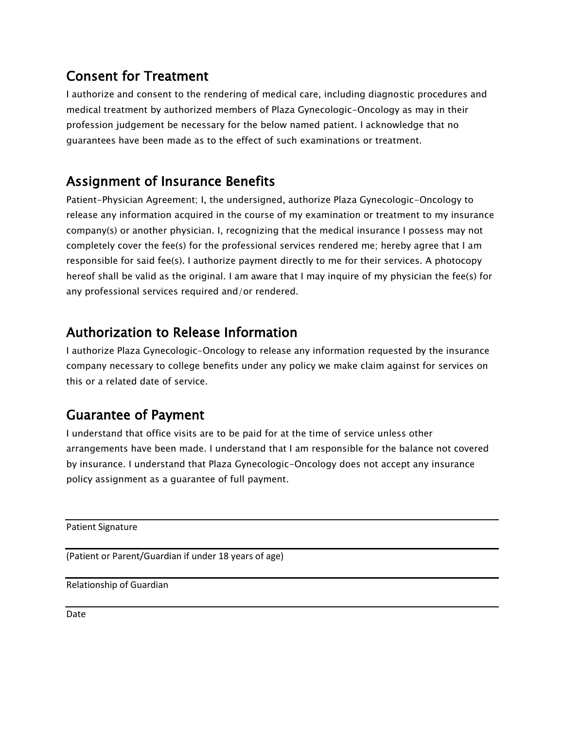## Consent for Treatment

I authorize and consent to the rendering of medical care, including diagnostic procedures and medical treatment by authorized members of Plaza Gynecologic-Oncology as may in their profession judgement be necessary for the below named patient. I acknowledge that no guarantees have been made as to the effect of such examinations or treatment.

## Assignment of Insurance Benefits

Patient-Physician Agreement; I, the undersigned, authorize Plaza Gynecologic-Oncology to release any information acquired in the course of my examination or treatment to my insurance company(s) or another physician. I, recognizing that the medical insurance I possess may not completely cover the fee(s) for the professional services rendered me; hereby agree that I am responsible for said fee(s). I authorize payment directly to me for their services. A photocopy hereof shall be valid as the original. I am aware that I may inquire of my physician the fee(s) for any professional services required and/or rendered.

## Authorization to Release Information

I authorize Plaza Gynecologic-Oncology to release any information requested by the insurance company necessary to college benefits under any policy we make claim against for services on this or a related date of service.

## Guarantee of Payment

I understand that office visits are to be paid for at the time of service unless other arrangements have been made. I understand that I am responsible for the balance not covered by insurance. I understand that Plaza Gynecologic-Oncology does not accept any insurance policy assignment as a guarantee of full payment.

---

Patient Signature

---

(Patient or Parent/Guardian if under 18 years of age)

---

Relationship of Guardian

---

Date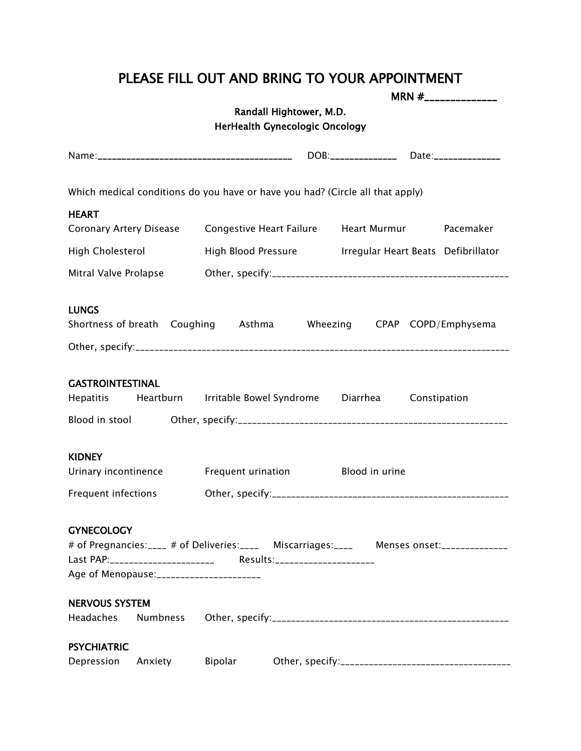# PLEASE FILL OUT AND BRING TO YOUR APPOINTMENT

MRN #_____________

**Randall Hightower, M.D.**
**HerHealth Gynecologic Oncology**

Name:________________________________________ DOB:_____________ Date:_____________

Which medical conditions do you have or have you had? (Circle all that apply)

**HEART**

Coronary Artery Disease  Congestive Heart Failure  Heart Murmur  Pacemaker

High Cholesterol  High Blood Pressure  Irregular Heart Beats  Defibrillator

Mitral Valve Prolapse  Other, specify:_________________________________________________

**LUNGS**

Shortness of breath  Coughing  Asthma  Wheezing  CPAP  COPD/Emphysema

Other, specify:_____________________________________________________________________________

**GASTROINTESTINAL**

Hepatitis  Heartburn  Irritable Bowel Syndrome  Diarrhea  Constipation

Blood in stool  Other, specify:_______________________________________________________

**KIDNEY**

Urinary incontinence  Frequent urination  Blood in urine

Frequent infections  Other, specify:_________________________________________________

**GYNECOLOGY**

# of Pregnancies:____ # of Deliveries:____ Miscarriages:____ Menses onset:_____________

Last PAP:____________________ Results:___________________

Age of Menopause:____________________

**NERVOUS SYSTEM**

Headaches  Numbness  Other, specify:_________________________________________________

**PSYCHIATRIC**

Depression  Anxiety  Bipolar  Other, specify:__________________________________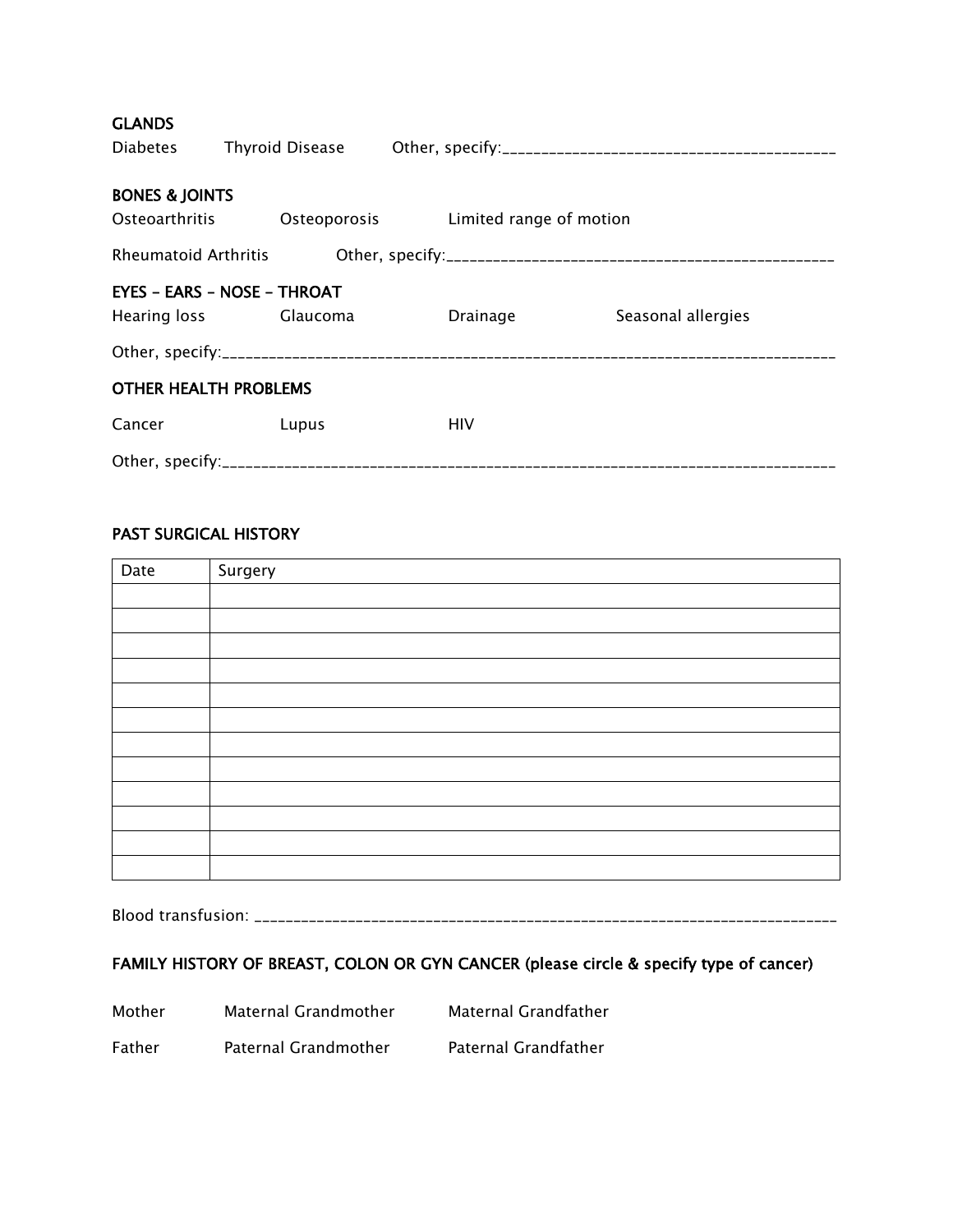**GLANDS**

Diabetes     Thyroid Disease     Other, specify:_______________________________________

**BONES & JOINTS**

Osteoarthritis     Osteoporosis     Limited range of motion

Rheumatoid Arthritis     Other, specify:_______________________________________________

**EYES – EARS – NOSE – THROAT**

Hearing loss     Glaucoma     Drainage     Seasonal allergies

Other, specify:___________________________________________________________________

**OTHER HEALTH PROBLEMS**

Cancer     Lupus     HIV

Other, specify:___________________________________________________________________

**PAST SURGICAL HISTORY**

| Date | Surgery |
|---|---|
| | |
| | |
| | |
| | |
| | |
| | |
| | |
| | |
| | |
| | |
| | |
| | |

Blood transfusion: _______________________________________________________________

**FAMILY HISTORY OF BREAST, COLON OR GYN CANCER (please circle & specify type of cancer)**

Mother     Maternal Grandmother     Maternal Grandfather

Father     Paternal Grandmother     Paternal Grandfather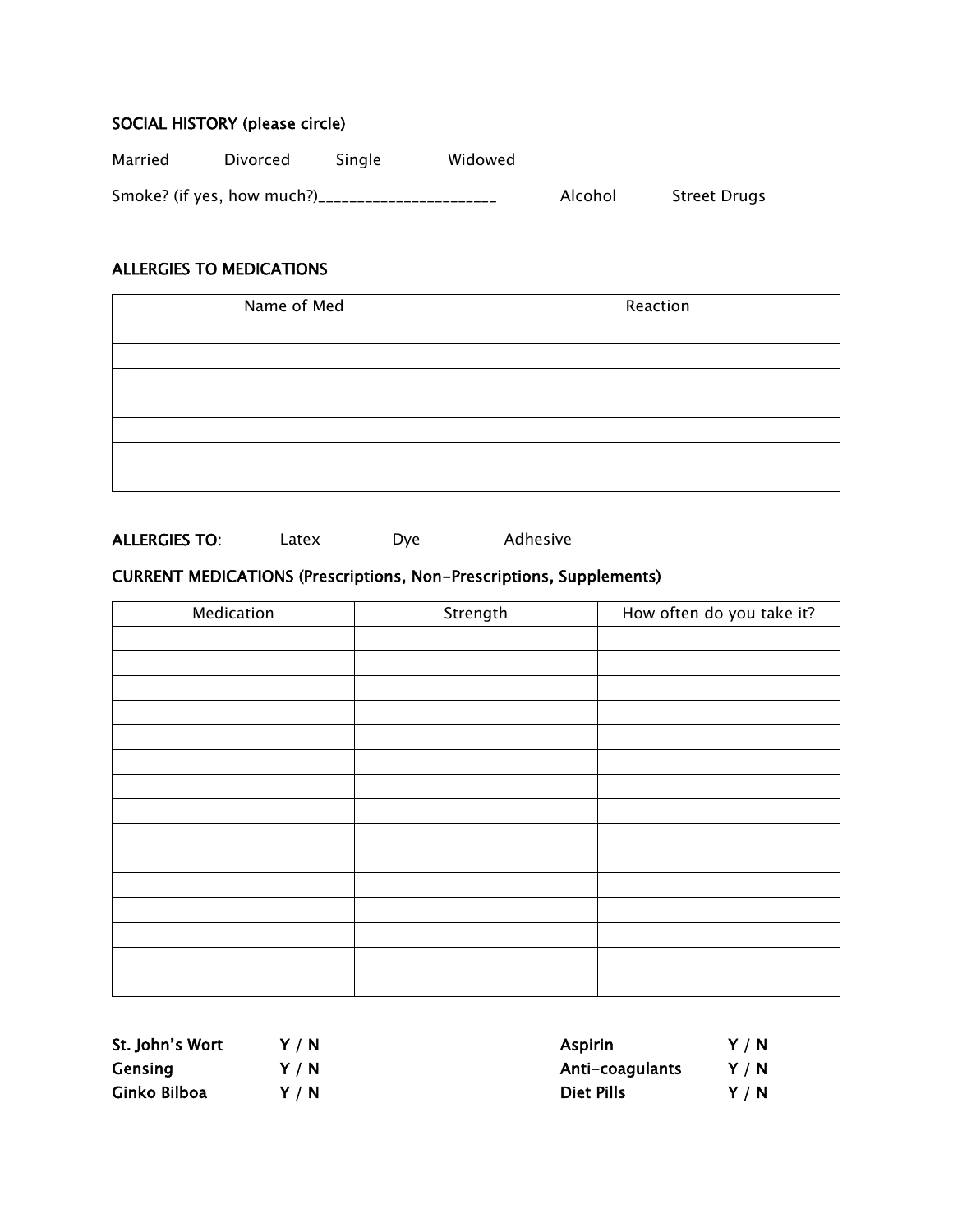**SOCIAL HISTORY (please circle)**

Married Divorced Single Widowed

Smoke? (if yes, how much?)_______________________ Alcohol Street Drugs

**ALLERGIES TO MEDICATIONS**

| Name of Med | Reaction |
|---|---|
| | |
| | |
| | |
| | |
| | |
| | |
| | |

**ALLERGIES TO:** Latex Dye Adhesive

**CURRENT MEDICATIONS (Prescriptions, Non-Prescriptions, Supplements)**

| Medication | Strength | How often do you take it? |
|---|---|---|
| | | |
| | | |
| | | |
| | | |
| | | |
| | | |
| | | |
| | | |
| | | |
| | | |
| | | |
| | | |
| | | |
| | | |
| | | |

**St. John's Wort** **Y / N**

**Gensing** **Y / N**

**Ginko Bilboa** **Y / N**

**Aspirin** **Y / N**

**Anti-coagulants** **Y / N**

**Diet Pills** **Y / N**